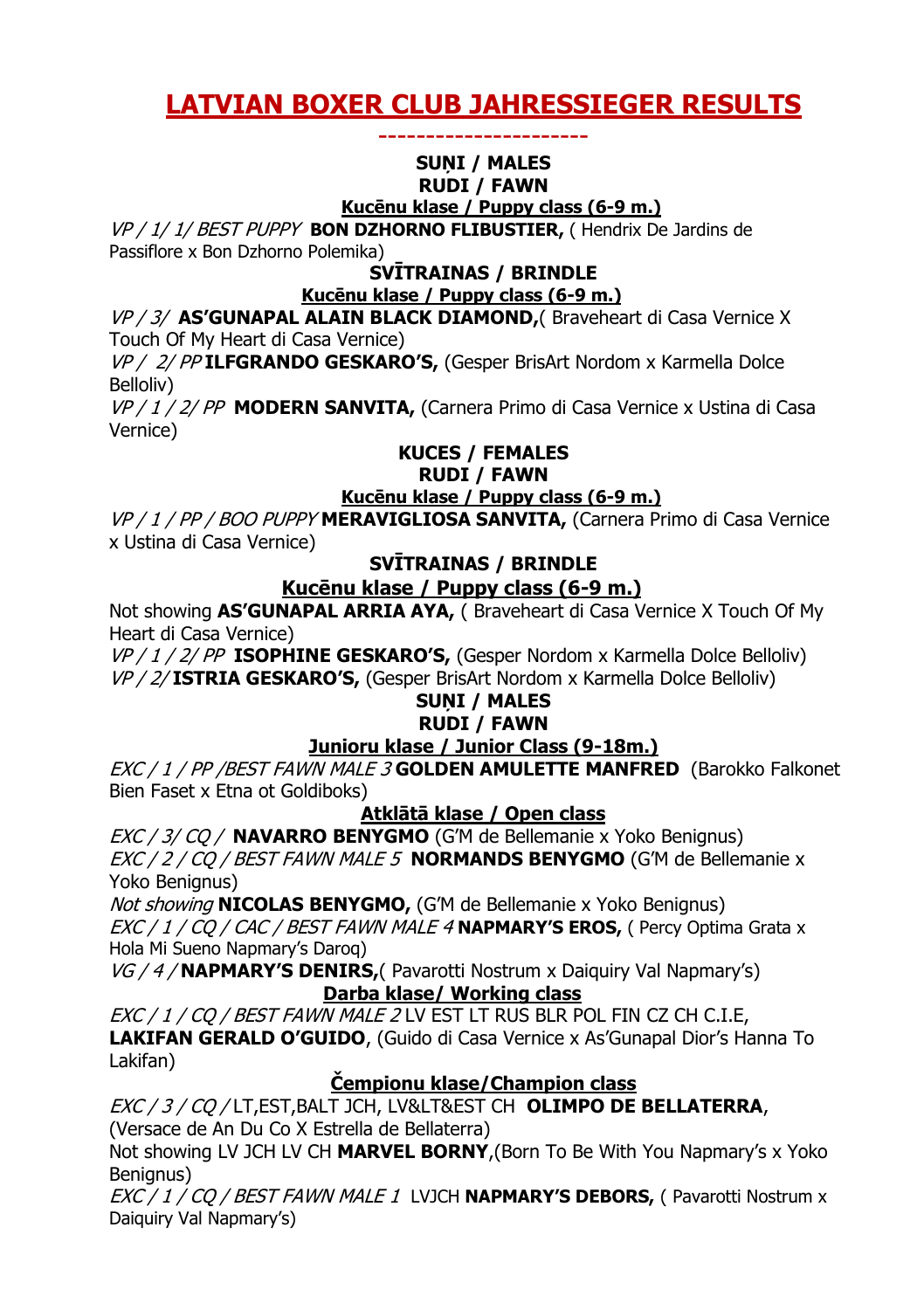// LATVIAN BOXER CLUB JAHRESSIEGER RESULTS

# LATVIAN BOXER CLUB JAHRESSIEGER RESULTS

----------------------

**SUŅI / MALES**

**RUDI / FAWN**

**Kucēnu klase / Puppy class (6-9 m.)**

*VP / 1/ 1/ BEST PUPPY* **BON DZHORNO FLIBUSTIER,** ( Hendrix De Jardins de Passiflore x Bon Dzhorno Polemika)

**SVĪTRAINAS / BRINDLE**

**Kucēnu klase / Puppy class (6-9 m.)**

*VP / 3/* **AS'GUNAPAL ALAIN BLACK DIAMOND,**( Braveheart di Casa Vernice X Touch Of My Heart di Casa Vernice)

*VP / 2/ PP* **ILFGRANDO GESKARO'S,** (Gesper BrisArt Nordom x Karmella Dolce Belloliv)

*VP / 1 / 2/ PP* **MODERN SANVITA,** (Carnera Primo di Casa Vernice x Ustina di Casa Vernice)

**KUCES / FEMALES**

**RUDI / FAWN**

**Kucēnu klase / Puppy class (6-9 m.)**

*VP / 1 / PP / BOO PUPPY* **MERAVIGLIOSA SANVITA,** (Carnera Primo di Casa Vernice x Ustina di Casa Vernice)

**SVĪTRAINAS / BRINDLE**

**Kucēnu klase / Puppy class (6-9 m.)**

Not showing **AS'GUNAPAL ARRIA AYA,** ( Braveheart di Casa Vernice X Touch Of My Heart di Casa Vernice)

*VP / 1 / 2/ PP* **ISOPHINE GESKARO'S,** (Gesper Nordom x Karmella Dolce Belloliv)

*VP / 2/* **ISTRIA GESKARO'S,** (Gesper BrisArt Nordom x Karmella Dolce Belloliv)

**SUŅI / MALES**

**RUDI / FAWN**

**Junioru klase / Junior Class (9-18m.)**

*EXC / 1 / PP /BEST FAWN MALE 3* **GOLDEN AMULETTE MANFRED** (Barokko Falkonet Bien Faset x Etna ot Goldiboks)

**Atklātā klase / Open class**

*EXC / 3/ CQ /* **NAVARRO BENYGMO** (G'M de Bellemanie x Yoko Benignus)

*EXC / 2 / CQ / BEST FAWN MALE 5* **NORMANDS BENYGMO** (G'M de Bellemanie x Yoko Benignus)

*Not showing* **NICOLAS BENYGMO,** (G'M de Bellemanie x Yoko Benignus)

*EXC / 1 / CQ / CAC / BEST FAWN MALE 4* **NAPMARY'S EROS,** ( Percy Optima Grata x Hola Mi Sueno Napmary's Daroq)

*VG / 4 /* **NAPMARY'S DENIRS,**( Pavarotti Nostrum x Daiquiry Val Napmary's)

**Darba klase/ Working class**

*EXC / 1 / CQ / BEST FAWN MALE 2* LV EST LT RUS BLR POL FIN CZ CH C.I.E, **LAKIFAN GERALD O'GUIDO**, (Guido di Casa Vernice x As'Gunapal Dior's Hanna To Lakifan)

**Čempionu klase/Champion class**

*EXC / 3 / CQ /* LT,EST,BALT JCH, LV&LT&EST CH **OLIMPO DE BELLATERRA**, (Versace de An Du Co X Estrella de Bellaterra)

Not showing LV JCH LV CH **MARVEL BORNY**,(Born To Be With You Napmary's x Yoko Benignus)

*EXC / 1 / CQ / BEST FAWN MALE 1* LVJCH **NAPMARY'S DEBORS,** ( Pavarotti Nostrum x Daiquiry Val Napmary's)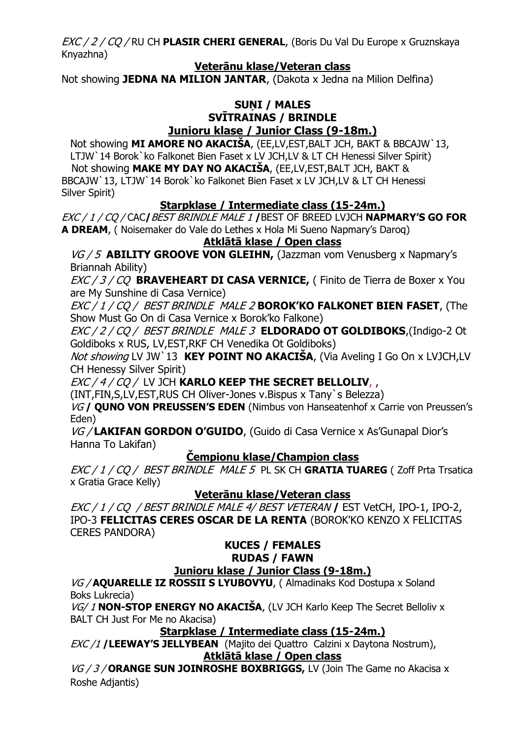*EXC / 2 / CQ /* RU CH **PLASIR CHERI GENERAL**, (Boris Du Val Du Europe x Gruznskaya Knyazhna)

**Veterānu klase/Veteran class**

Not showing **JEDNA NA MILION JANTAR**, (Dakota x Jedna na Milion Delfina)

**SUŅI / MALES**

**SVĪTRAINAS / BRINDLE**

**Junioru klase / Junior Class (9-18m.)**

Not showing **MI AMORE NO AKACIŠA**, (EE,LV,EST,BALT JCH, BAKT & BBCAJW`13, LTJW`14 Borok`ko Falkonet Bien Faset x LV JCH,LV & LT CH Henessi Silver Spirit)

Not showing **MAKE MY DAY NO AKACIŠA**, (EE,LV,EST,BALT JCH, BAKT & BBCAJW`13, LTJW`14 Borok`ko Falkonet Bien Faset x LV JCH,LV & LT CH Henessi Silver Spirit)

**Starpklase / Intermediate class (15-24m.)**

*EXC / 1 / CQ /* CAC**/** *BEST BRINDLE MALE 1* **/**BEST OF BREED LVJCH **NAPMARY'S GO FOR A DREAM**, ( Noisemaker do Vale do Lethes x Hola Mi Sueno Napmary's Daroq)

**Atklātā klase / Open class**

*VG / 5* **ABILITY GROOVE VON GLEIHN,** (Jazzman vom Venusberg x Napmary's Briannah Ability)

*EXC / 3 / CQ* **BRAVEHEART DI CASA VERNICE,** ( Finito de Tierra de Boxer x You are My Sunshine di Casa Vernice)

*EXC / 1 / CQ / BEST BRINDLE MALE 2* **BOROK'KO FALKONET BIEN FASET**, (The Show Must Go On di Casa Vernice x Borok'ko Falkone)

*EXC / 2 / CQ / BEST BRINDLE MALE 3* **ELDORADO OT GOLDIBOKS**,(Indigo-2 Ot Goldiboks x RUS, LV,EST,RKF CH Venedika Ot Goldiboks)

*Not showing* LV JW`13 **KEY POINT NO AKACIŠA**, (Via Aveling I Go On x LVJCH,LV CH Henessy Silver Spirit)

*EXC / 4 / CQ /* LV JCH **KARLO KEEP THE SECRET BELLOLIV**, ,

(INT,FIN,S,LV,EST,RUS CH Oliver-Jones v.Bispus x Tany`s Belezza)

*VG* **/ QUNO VON PREUSSEN'S EDEN** (Nimbus von Hanseatenhof x Carrie von Preussen's Eden)

*VG /* **LAKIFAN GORDON O'GUIDO**, (Guido di Casa Vernice x As'Gunapal Dior's Hanna To Lakifan)

**Čempionu klase/Champion class**

*EXC / 1 / CQ / BEST BRINDLE MALE 5* PL SK CH **GRATIA TUAREG** ( Zoff Prta Trsatica x Gratia Grace Kelly)

**Veterānu klase/Veteran class**

*EXC / 1 / CQ / BEST BRINDLE MALE 4/ BEST VETERAN* **/** EST VetCH, IPO-1, IPO-2, IPO-3 **FELICITAS CERES OSCAR DE LA RENTA** (BOROK'KO KENZO X FELICITAS CERES PANDORA)

**KUCES / FEMALES**

**RUDAS / FAWN**

**Junioru klase / Junior Class (9-18m.)**

*VG /* **AQUARELLE IZ ROSSII S LYUBOVYU**, ( Almadinaks Kod Dostupa x Soland Boks Lukrecia)

*VG/ 1* **NON-STOP ENERGY NO AKACIŠA**, (LV JCH Karlo Keep The Secret Belloliv x BALT CH Just For Me no Akacisa)

**Starpklase / Intermediate class (15-24m.)**

*EXC /1* **/LEEWAY'S JELLYBEAN** (Majito dei Quattro Calzini x Daytona Nostrum),

**Atklātā klase / Open class**

*VG / 3 /* **ORANGE SUN JOINROSHE BOXBRIGGS,** LV (Join The Game no Akacisa x Roshe Adjantis)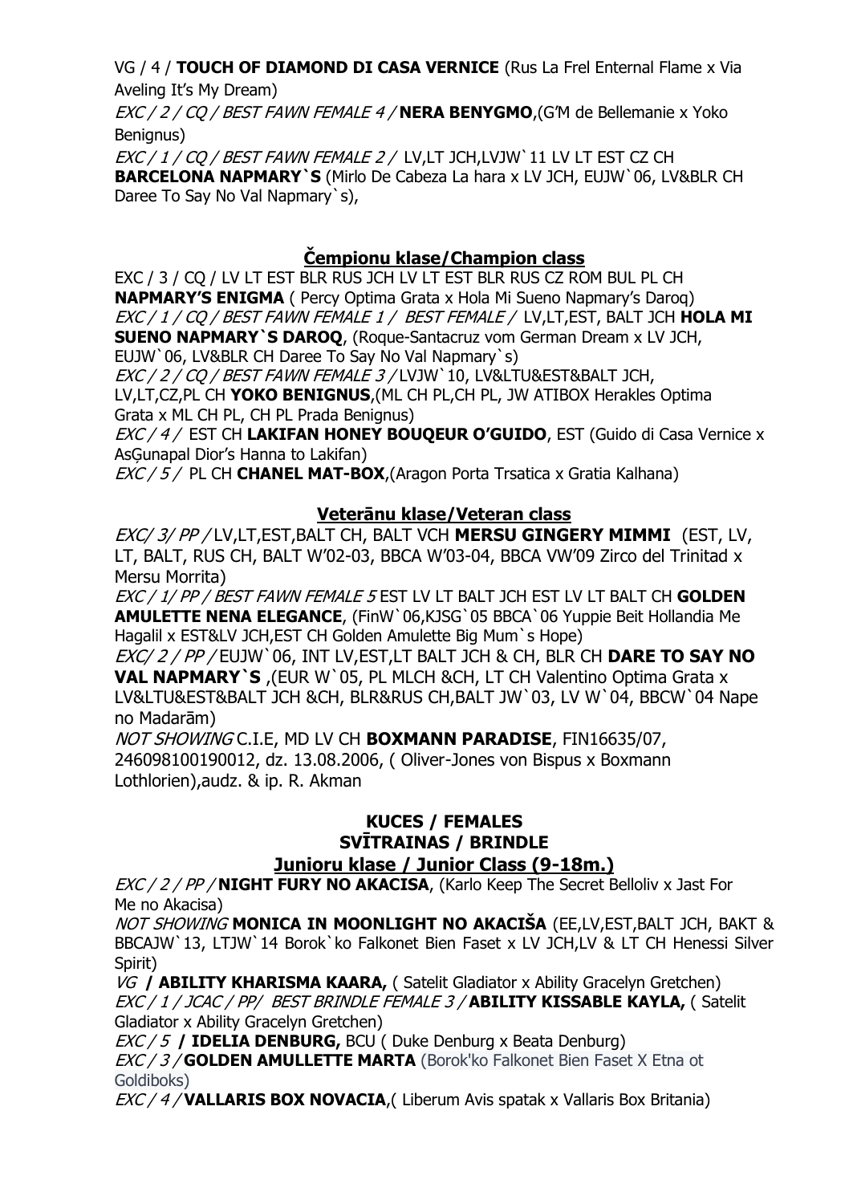VG / 4 / **TOUCH OF DIAMOND DI CASA VERNICE** (Rus La Frel Enternal Flame x Via Aveling It's My Dream)

*EXC / 2 / CQ / BEST FAWN FEMALE 4 /* **NERA BENYGMO**,(G'M de Bellemanie x Yoko Benignus)

*EXC / 1 / CQ / BEST FAWN FEMALE 2 /* LV,LT JCH,LVJW`11 LV LT EST CZ CH **BARCELONA NAPMARY`S** (Mirlo De Cabeza La hara x LV JCH, EUJW`06, LV&BLR CH Daree To Say No Val Napmary`s),

## Čempionu klase/Champion class

EXC / 3 / CQ / LV LT EST BLR RUS JCH LV LT EST BLR RUS CZ ROM BUL PL CH **NAPMARY'S ENIGMA** ( Percy Optima Grata x Hola Mi Sueno Napmary's Daroq)

*EXC / 1 / CQ / BEST FAWN FEMALE 1 / BEST FEMALE /* LV,LT,EST, BALT JCH **HOLA MI SUENO NAPMARY`S DAROQ**, (Roque-Santacruz vom German Dream x LV JCH, EUJW`06, LV&BLR CH Daree To Say No Val Napmary`s)

*EXC / 2 / CQ / BEST FAWN FEMALE 3 /* LVJW`10, LV&LTU&EST&BALT JCH, LV,LT,CZ,PL CH **YOKO BENIGNUS**,(ML CH PL,CH PL, JW ATIBOX Herakles Optima Grata x ML CH PL, CH PL Prada Benignus)

*EXC / 4 /* EST CH **LAKIFAN HONEY BOUQEUR O'GUIDO**, EST (Guido di Casa Vernice x AsĢunapal Dior's Hanna to Lakifan)

*EXC / 5 /* PL CH **CHANEL MAT-BOX**,(Aragon Porta Trsatica x Gratia Kalhana)

## Veterānu klase/Veteran class

*EXC/ 3/ PP /* LV,LT,EST,BALT CH, BALT VCH **MERSU GINGERY MIMMI** (EST, LV, LT, BALT, RUS CH, BALT W'02-03, BBCA W'03-04, BBCA VW'09 Zirco del Trinitad x Mersu Morrita)

*EXC / 1/ PP / BEST FAWN FEMALE 5* EST LV LT BALT JCH EST LV LT BALT CH **GOLDEN AMULETTE NENA ELEGANCE**, (FinW`06,KJSG`05 BBCA`06 Yuppie Beit Hollandia Me Hagalil x EST&LV JCH,EST CH Golden Amulette Big Mum`s Hope)

*EXC/ 2 / PP /* EUJW`06, INT LV,EST,LT BALT JCH & CH, BLR CH **DARE TO SAY NO VAL NAPMARY`S** ,(EUR W`05, PL MLCH &CH, LT CH Valentino Optima Grata x LV&LTU&EST&BALT JCH &CH, BLR&RUS CH,BALT JW`03, LV W`04, BBCW`04 Nape no Madarām)

*NOT SHOWING* C.I.E, MD LV CH **BOXMANN PARADISE**, FIN16635/07, 246098100190012, dz. 13.08.2006, ( Oliver-Jones von Bispus x Boxmann Lothlorien),audz. & ip. R. Akman

## KUCES / FEMALES
## SVĪTRAINAS / BRINDLE
## Junioru klase / Junior Class (9-18m.)

*EXC / 2 / PP /* **NIGHT FURY NO AKACISA**, (Karlo Keep The Secret Belloliv x Jast For Me no Akacisa)

*NOT SHOWING* **MONICA IN MOONLIGHT NO AKACIŠA** (EE,LV,EST,BALT JCH, BAKT & BBCAJW`13, LTJW`14 Borok`ko Falkonet Bien Faset x LV JCH,LV & LT CH Henessi Silver Spirit)

*VG* **/ ABILITY KHARISMA KAARA,** ( Satelit Gladiator x Ability Gracelyn Gretchen)

*EXC / 1 / JCAC / PP/ BEST BRINDLE FEMALE 3 /* **ABILITY KISSABLE KAYLA,** ( Satelit Gladiator x Ability Gracelyn Gretchen)

*EXC / 5* **/ IDELIA DENBURG,** BCU ( Duke Denburg x Beata Denburg)

*EXC / 3 /* **GOLDEN AMULLETTE MARTA** (Borok'ko Falkonet Bien Faset X Etna ot Goldiboks)

*EXC / 4 /* **VALLARIS BOX NOVACIA**,( Liberum Avis spatak x Vallaris Box Britania)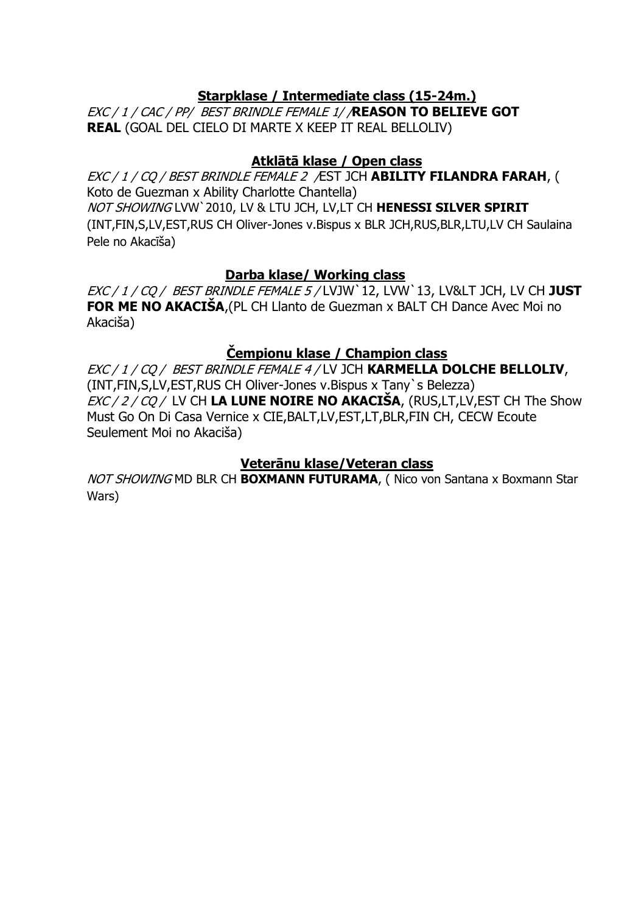## Starpklase / Intermediate class (15-24m.)

*EXC / 1 / CAC / PP/ BEST BRINDLE FEMALE 1/ /***REASON TO BELIEVE GOT REAL** (GOAL DEL CIELO DI MARTE X KEEP IT REAL BELLOLIV)

## Atklātā klase / Open class

*EXC / 1 / CQ / BEST BRINDLE FEMALE 2 /*EST JCH **ABILITY FILANDRA FARAH**, ( Koto de Guezman x Ability Charlotte Chantella)

*NOT SHOWING* LVW`2010, LV & LTU JCH, LV,LT CH **HENESSI SILVER SPIRIT** (INT,FIN,S,LV,EST,RUS CH Oliver-Jones v.Bispus x BLR JCH,RUS,BLR,LTU,LV CH Saulaina Pele no Akacīša)

## Darba klase/ Working class

*EXC / 1 / CQ / BEST BRINDLE FEMALE 5 /* LVJW`12, LVW`13, LV&LT JCH, LV CH **JUST FOR ME NO AKACIŠA**,(PL CH Llanto de Guezman x BALT CH Dance Avec Moi no Akaciša)

## Čempionu klase / Champion class

*EXC / 1 / CQ / BEST BRINDLE FEMALE 4 /* LV JCH **KARMELLA DOLCHE BELLOLIV**, (INT,FIN,S,LV,EST,RUS CH Oliver-Jones v.Bispus x Tany`s Belezza)

*EXC / 2 / CQ /* LV CH **LA LUNE NOIRE NO AKACIŠA**, (RUS,LT,LV,EST CH The Show Must Go On Di Casa Vernice x CIE,BALT,LV,EST,LT,BLR,FIN CH, CECW Ecoute Seulement Moi no Akaciša)

## Veterānu klase/Veteran class

*NOT SHOWING* MD BLR CH **BOXMANN FUTURAMA**, ( Nico von Santana x Boxmann Star Wars)